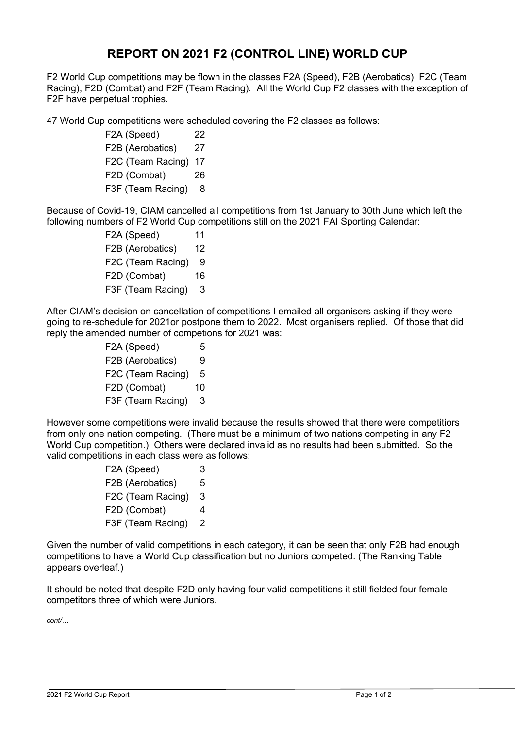# REPORT ON 2021 F2 (CONTROL LINE) WORLD CUP

F2 World Cup competitions may be flown in the classes F2A (Speed), F2B (Aerobatics), F2C (Team Racing), F2D (Combat) and F2F (Team Racing). All the World Cup F2 classes with the exception of F2F have perpetual trophies.

47 World Cup competitions were scheduled covering the F2 classes as follows:

| | |
|---|---|
| F2A (Speed) | 22 |
| F2B (Aerobatics) | 27 |
| F2C (Team Racing) | 17 |
| F2D (Combat) | 26 |
| F3F (Team Racing) | 8 |

Because of Covid-19, CIAM cancelled all competitions from 1st January to 30th June which left the following numbers of F2 World Cup competitions still on the 2021 FAI Sporting Calendar:

| | |
|---|---|
| F2A (Speed) | 11 |
| F2B (Aerobatics) | 12 |
| F2C (Team Racing) | 9 |
| F2D (Combat) | 16 |
| F3F (Team Racing) | 3 |

After CIAM's decision on cancellation of competitions I emailed all organisers asking if they were going to re-schedule for 2021or postpone them to 2022. Most organisers replied. Of those that did reply the amended number of competions for 2021 was:

| | |
|---|---|
| F2A (Speed) | 5 |
| F2B (Aerobatics) | 9 |
| F2C (Team Racing) | 5 |
| F2D (Combat) | 10 |
| F3F (Team Racing) | 3 |

However some competitions were invalid because the results showed that there were competitiors from only one nation competing. (There must be a minimum of two nations competing in any F2 World Cup competition.) Others were declared invalid as no results had been submitted. So the valid competitions in each class were as follows:

| | |
|---|---|
| F2A (Speed) | 3 |
| F2B (Aerobatics) | 5 |
| F2C (Team Racing) | 3 |
| F2D (Combat) | 4 |
| F3F (Team Racing) | 2 |

Given the number of valid competitions in each category, it can be seen that only F2B had enough competitions to have a World Cup classification but no Juniors competed. (The Ranking Table appears overleaf.)

It should be noted that despite F2D only having four valid competitions it still fielded four female competitors three of which were Juniors.

*cont/…*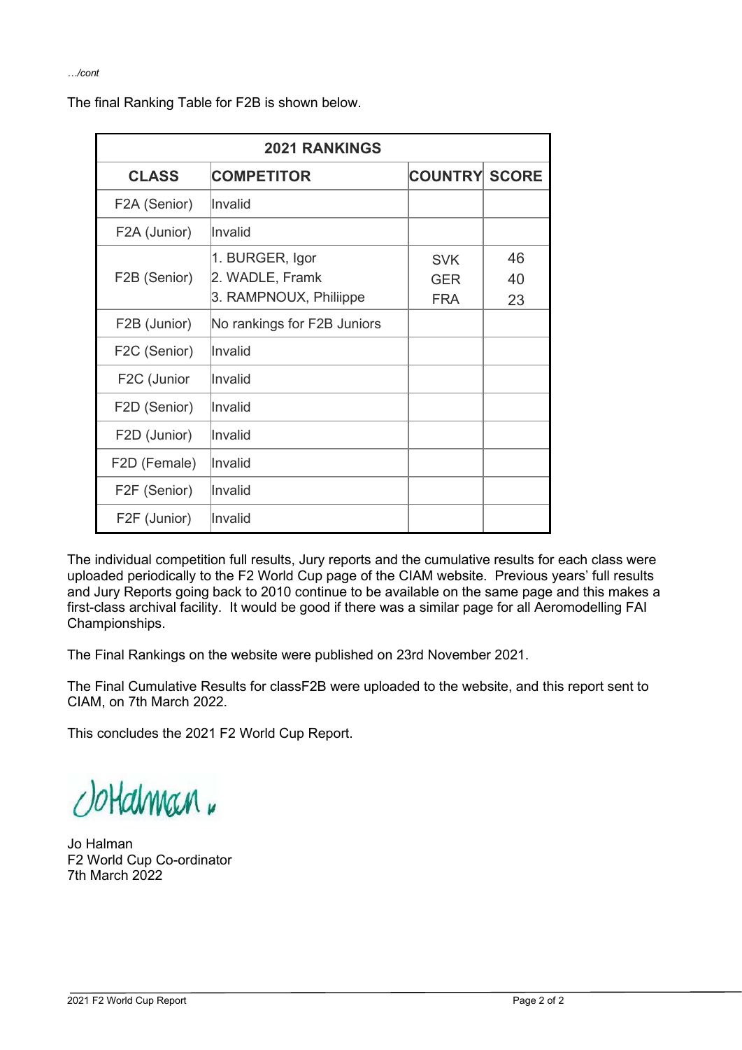*…/cont*

The final Ranking Table for F2B is shown below.

| 2021 RANKINGS | | | |
|---|---|---|---|
| **CLASS** | **COMPETITOR** | **COUNTRY** | **SCORE** |
| F2A (Senior) | Invalid | | |
| F2A (Junior) | Invalid | | |
| F2B (Senior) | 1. BURGER, Igor<br>2. WADLE, Framk<br>3. RAMPNOUX, Philiippe | SVK<br>GER<br>FRA | 46<br>40<br>23 |
| F2B (Junior) | No rankings for F2B Juniors | | |
| F2C (Senior) | Invalid | | |
| F2C (Junior | Invalid | | |
| F2D (Senior) | Invalid | | |
| F2D (Junior) | Invalid | | |
| F2D (Female) | Invalid | | |
| F2F (Senior) | Invalid | | |
| F2F (Junior) | Invalid | | |

The individual competition full results, Jury reports and the cumulative results for each class were uploaded periodically to the F2 World Cup page of the CIAM website. Previous years' full results and Jury Reports going back to 2010 continue to be available on the same page and this makes a first-class archival facility. It would be good if there was a similar page for all Aeromodelling FAI Championships.

The Final Rankings on the website were published on 23rd November 2021.

The Final Cumulative Results for classF2B were uploaded to the website, and this report sent to CIAM, on 7th March 2022.

This concludes the 2021 F2 World Cup Report.

JoHalman.

Jo Halman
F2 World Cup Co-ordinator
7th March 2022